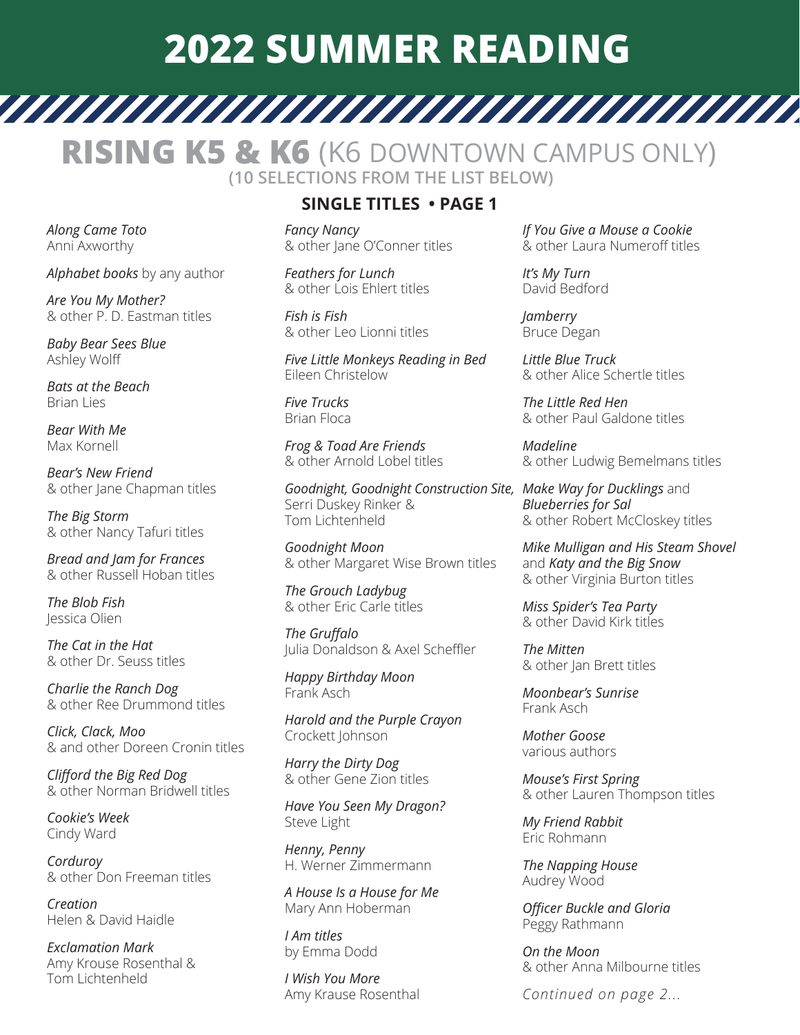# 2022 SUMMER READING

## **RISING K5 & K6** (K6 DOWNTOWN CAMPUS ONLY)

**(10 SELECTIONS FROM THE LIST BELOW)**

### SINGLE TITLES • PAGE 1

*Along Came Toto*
Anni Axworthy

*Alphabet books* by any author

*Are You My Mother?*
& other P. D. Eastman titles

*Baby Bear Sees Blue*
Ashley Wolff

*Bats at the Beach*
Brian Lies

*Bear With Me*
Max Kornell

*Bear's New Friend*
& other Jane Chapman titles

*The Big Storm*
& other Nancy Tafuri titles

*Bread and Jam for Frances*
& other Russell Hoban titles

*The Blob Fish*
Jessica Olien

*The Cat in the Hat*
& other Dr. Seuss titles

*Charlie the Ranch Dog*
& other Ree Drummond titles

*Click, Clack, Moo*
& and other Doreen Cronin titles

*Clifford the Big Red Dog*
& other Norman Bridwell titles

*Cookie's Week*
Cindy Ward

*Corduroy*
& other Don Freeman titles

*Creation*
Helen & David Haidle

*Exclamation Mark*
Amy Krouse Rosenthal &
Tom Lichtenheld

*Fancy Nancy*
& other Jane O'Conner titles

*Feathers for Lunch*
& other Lois Ehlert titles

*Fish is Fish*
& other Leo Lionni titles

*Five Little Monkeys Reading in Bed*
Eileen Christelow

*Five Trucks*
Brian Floca

*Frog & Toad Are Friends*
& other Arnold Lobel titles

*Goodnight, Goodnight Construction Site,*
Serri Duskey Rinker &
Tom Lichtenheld

*Goodnight Moon*
& other Margaret Wise Brown titles

*The Grouch Ladybug*
& other Eric Carle titles

*The Gruffalo*
Julia Donaldson & Axel Scheffler

*Happy Birthday Moon*
Frank Asch

*Harold and the Purple Crayon*
Crockett Johnson

*Harry the Dirty Dog*
& other Gene Zion titles

*Have You Seen My Dragon?*
Steve Light

*Henny, Penny*
H. Werner Zimmermann

*A House Is a House for Me*
Mary Ann Hoberman

*I Am titles*
by Emma Dodd

*I Wish You More*
Amy Krause Rosenthal

*If You Give a Mouse a Cookie*
& other Laura Numeroff titles

*It's My Turn*
David Bedford

*Jamberry*
Bruce Degan

*Little Blue Truck*
& other Alice Schertle titles

*The Little Red Hen*
& other Paul Galdone titles

*Madeline*
& other Ludwig Bemelmans titles

*Make Way for Ducklings* and
*Blueberries for Sal*
& other Robert McCloskey titles

*Mike Mulligan and His Steam Shovel*
and *Katy and the Big Snow*
& other Virginia Burton titles

*Miss Spider's Tea Party*
& other David Kirk titles

*The Mitten*
& other Jan Brett titles

*Moonbear's Sunrise*
Frank Asch

*Mother Goose*
various authors

*Mouse's First Spring*
& other Lauren Thompson titles

*My Friend Rabbit*
Eric Rohmann

*The Napping House*
Audrey Wood

*Officer Buckle and Gloria*
Peggy Rathmann

*On the Moon*
& other Anna Milbourne titles

*Continued on page 2...*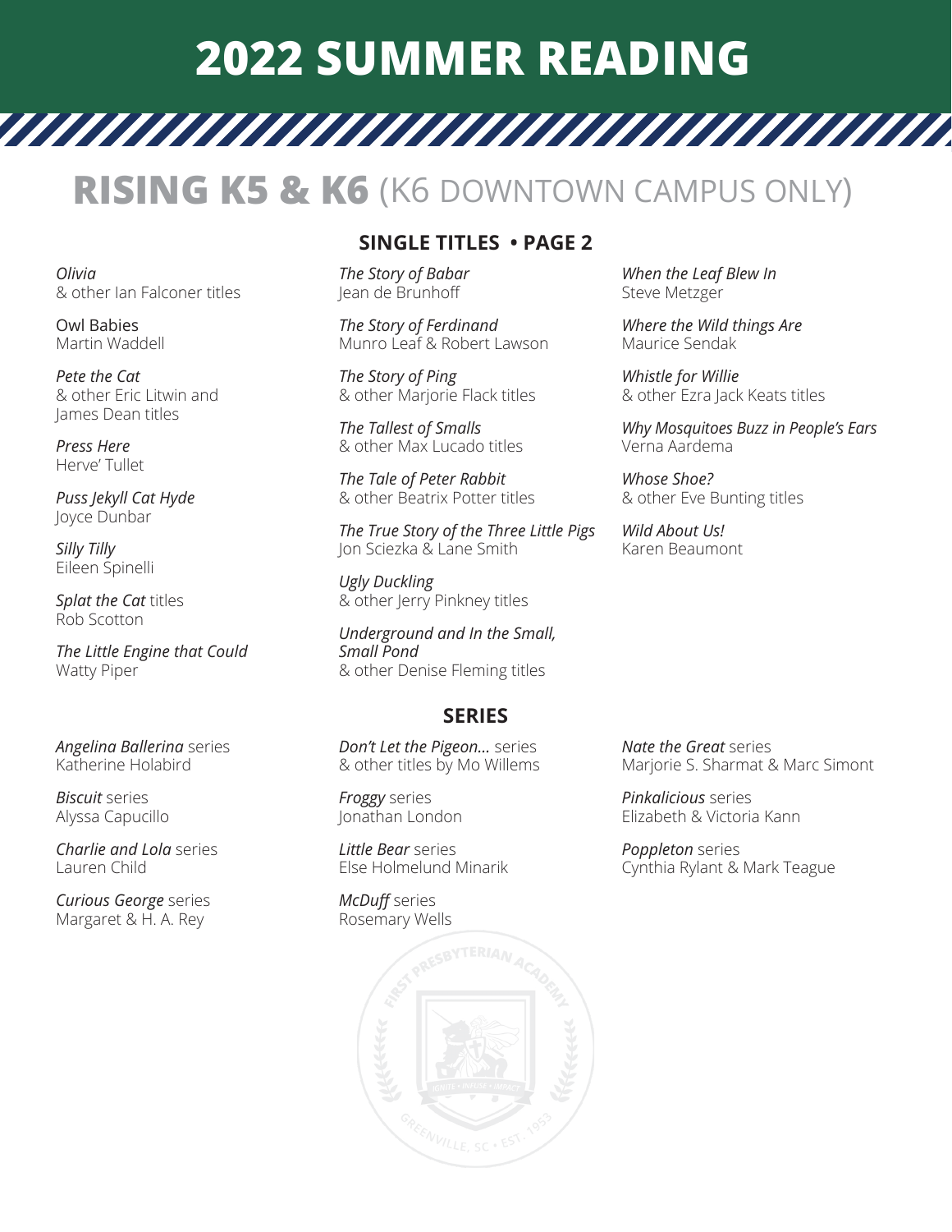# 2022 SUMMER READING

## RISING K5 & K6 (K6 DOWNTOWN CAMPUS ONLY)

### SINGLE TITLES • PAGE 2

*Olivia*
& other Ian Falconer titles

Owl Babies
Martin Waddell

*Pete the Cat*
& other Eric Litwin and James Dean titles

*Press Here*
Herve' Tullet

*Puss Jekyll Cat Hyde*
Joyce Dunbar

*Silly Tilly*
Eileen Spinelli

*Splat the Cat* titles
Rob Scotton

*The Little Engine that Could*
Watty Piper

*The Story of Babar*
Jean de Brunhoff

*The Story of Ferdinand*
Munro Leaf & Robert Lawson

*The Story of Ping*
& other Marjorie Flack titles

*The Tallest of Smalls*
& other Max Lucado titles

*The Tale of Peter Rabbit*
& other Beatrix Potter titles

*The True Story of the Three Little Pigs*
Jon Sciezka & Lane Smith

*Ugly Duckling*
& other Jerry Pinkney titles

*Underground and In the Small, Small Pond*
& other Denise Fleming titles

*When the Leaf Blew In*
Steve Metzger

*Where the Wild things Are*
Maurice Sendak

*Whistle for Willie*
& other Ezra Jack Keats titles

*Why Mosquitoes Buzz in People's Ears*
Verna Aardema

*Whose Shoe?*
& other Eve Bunting titles

*Wild About Us!*
Karen Beaumont

### SERIES

*Angelina Ballerina* series
Katherine Holabird

*Biscuit* series
Alyssa Capucillo

*Charlie and Lola* series
Lauren Child

*Curious George* series
Margaret & H. A. Rey

*Don't Let the Pigeon...* series
& other titles by Mo Willems

*Froggy* series
Jonathan London

*Little Bear* series
Else Holmelund Minarik

*McDuff* series
Rosemary Wells

*Nate the Great* series
Marjorie S. Sharmat & Marc Simont

*Pinkalicious* series
Elizabeth & Victoria Kann

*Poppleton* series
Cynthia Rylant & Mark Teague